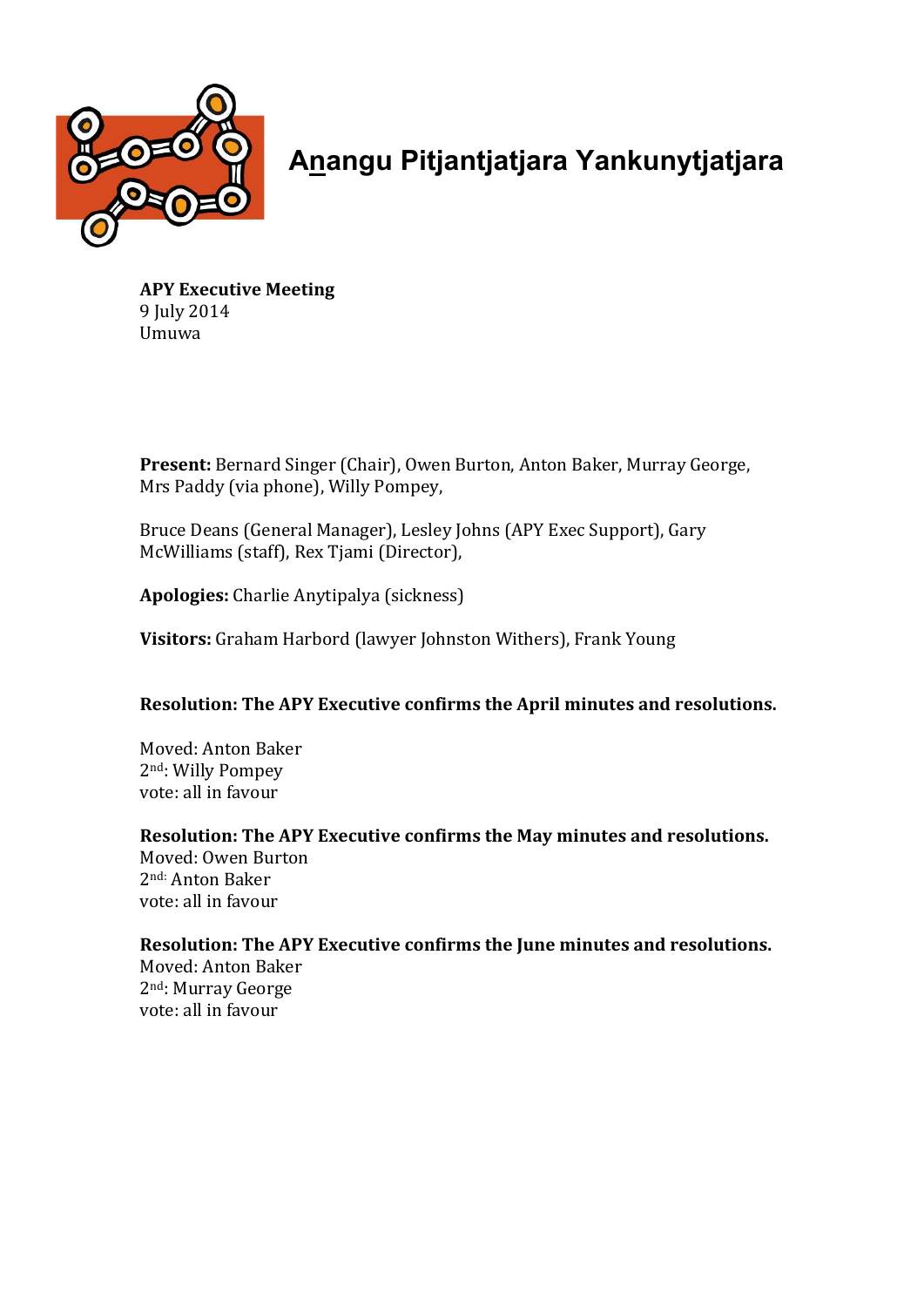# Anangu Pitjantjatjara Yankunytjatjara

**APY Executive Meeting**
9 July 2014
Umuwa

**Present:** Bernard Singer (Chair), Owen Burton, Anton Baker, Murray George, Mrs Paddy (via phone), Willy Pompey,

Bruce Deans (General Manager), Lesley Johns (APY Exec Support), Gary McWilliams (staff), Rex Tjami (Director),

**Apologies:** Charlie Anytipalya (sickness)

**Visitors:** Graham Harbord (lawyer Johnston Withers), Frank Young

**Resolution: The APY Executive confirms the April minutes and resolutions.**

Moved: Anton Baker
2nd: Willy Pompey
vote: all in favour

**Resolution: The APY Executive confirms the May minutes and resolutions.**
Moved: Owen Burton
2nd: Anton Baker
vote: all in favour

**Resolution: The APY Executive confirms the June minutes and resolutions.**
Moved: Anton Baker
2nd: Murray George
vote: all in favour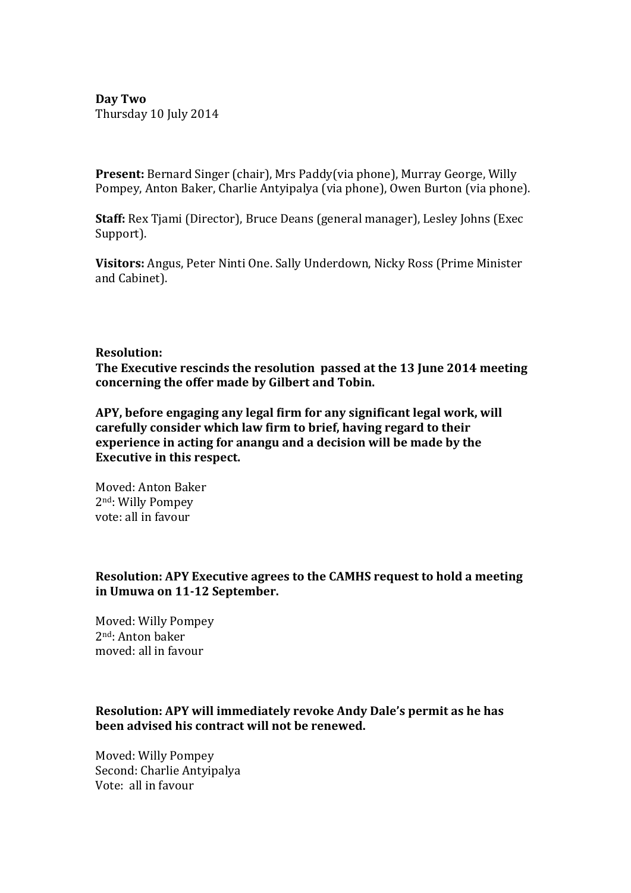**Day Two**
Thursday 10 July 2014

**Present:** Bernard Singer (chair), Mrs Paddy(via phone), Murray George, Willy Pompey, Anton Baker, Charlie Antyipalya (via phone), Owen Burton (via phone).

**Staff:** Rex Tjami (Director), Bruce Deans (general manager), Lesley Johns (Exec Support).

**Visitors:** Angus, Peter Ninti One. Sally Underdown, Nicky Ross (Prime Minister and Cabinet).

**Resolution:**
**The Executive rescinds the resolution passed at the 13 June 2014 meeting concerning the offer made by Gilbert and Tobin.**

**APY, before engaging any legal firm for any significant legal work, will carefully consider which law firm to brief, having regard to their experience in acting for anangu and a decision will be made by the Executive in this respect.**

Moved: Anton Baker
2nd: Willy Pompey
vote: all in favour

**Resolution: APY Executive agrees to the CAMHS request to hold a meeting in Umuwa on 11-12 September.**

Moved: Willy Pompey
2nd: Anton baker
moved: all in favour

**Resolution: APY will immediately revoke Andy Dale's permit as he has been advised his contract will not be renewed.**

Moved: Willy Pompey
Second: Charlie Antyipalya
Vote: all in favour